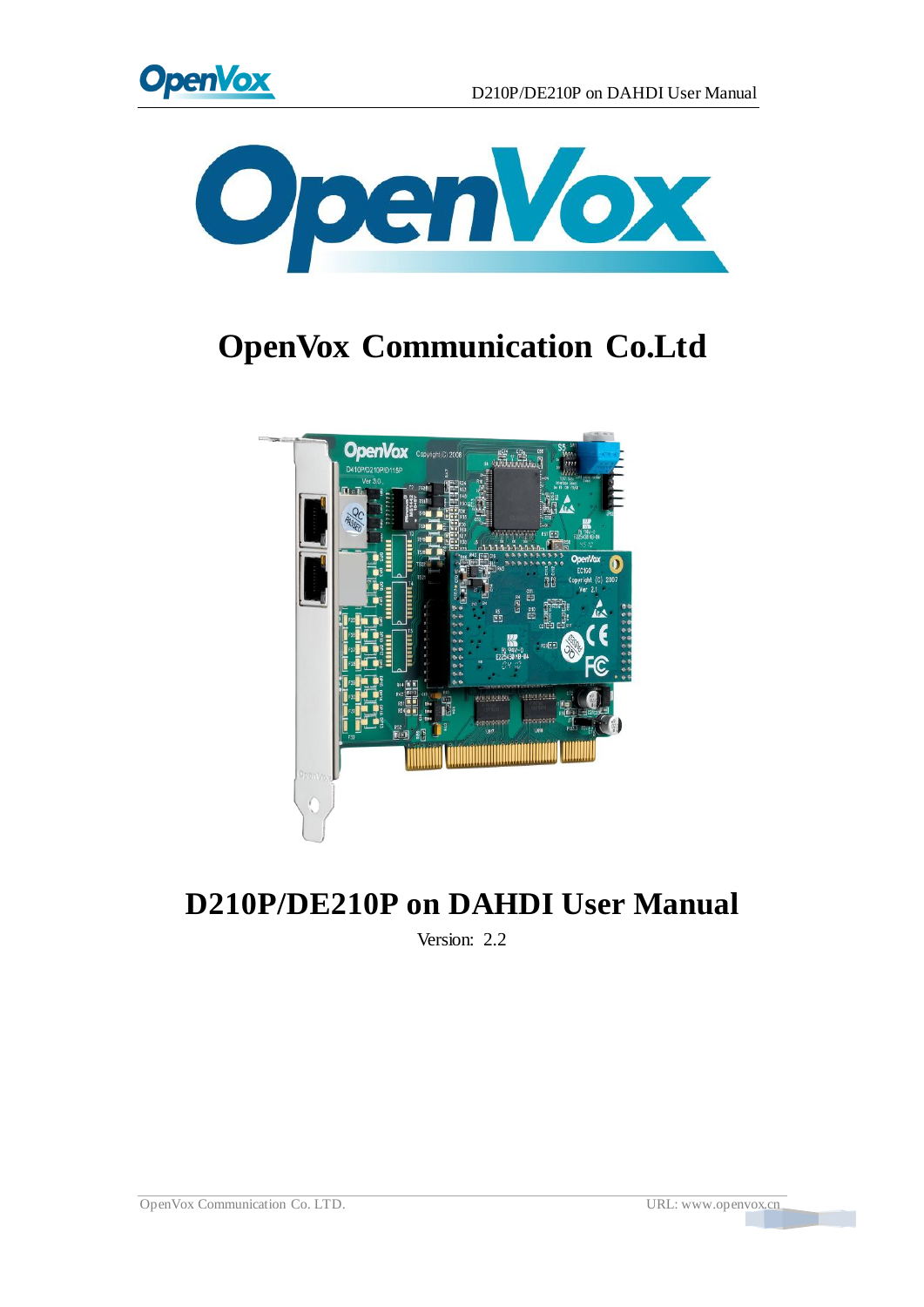# OpenVox Communication Co.Ltd

# D210P/DE210P on DAHDI User Manual

Version: 2.2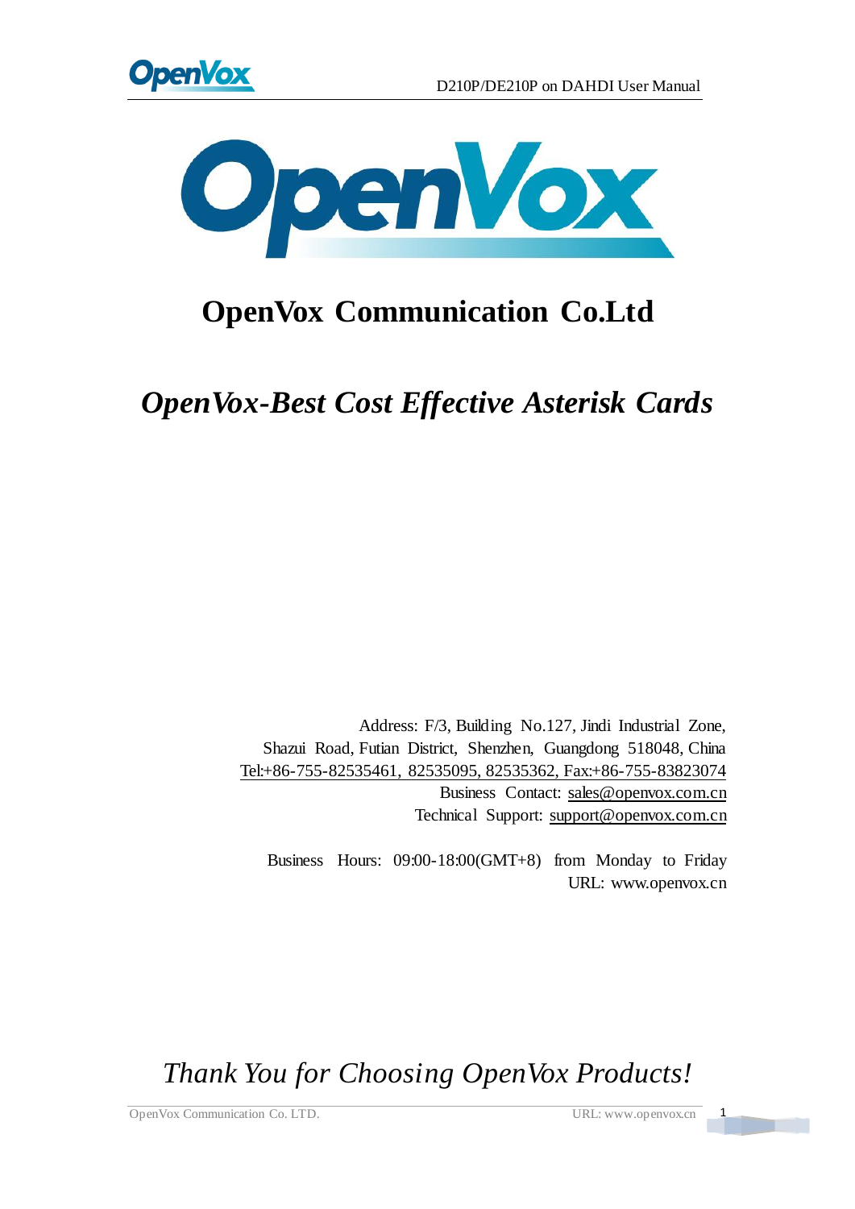# OpenVox Communication Co.Ltd

## *OpenVox-Best Cost Effective Asterisk Cards*

Address: F/3, Building No.127, Jindi Industrial Zone,
Shazui Road, Futian District, Shenzhen, Guangdong 518048, China
Tel:+86-755-82535461, 82535095, 82535362, Fax:+86-755-83823074
Business Contact: sales@openvox.com.cn
Technical Support: support@openvox.com.cn

Business Hours: 09:00-18:00(GMT+8) from Monday to Friday
URL: www.openvox.cn

*Thank You for Choosing OpenVox Products!*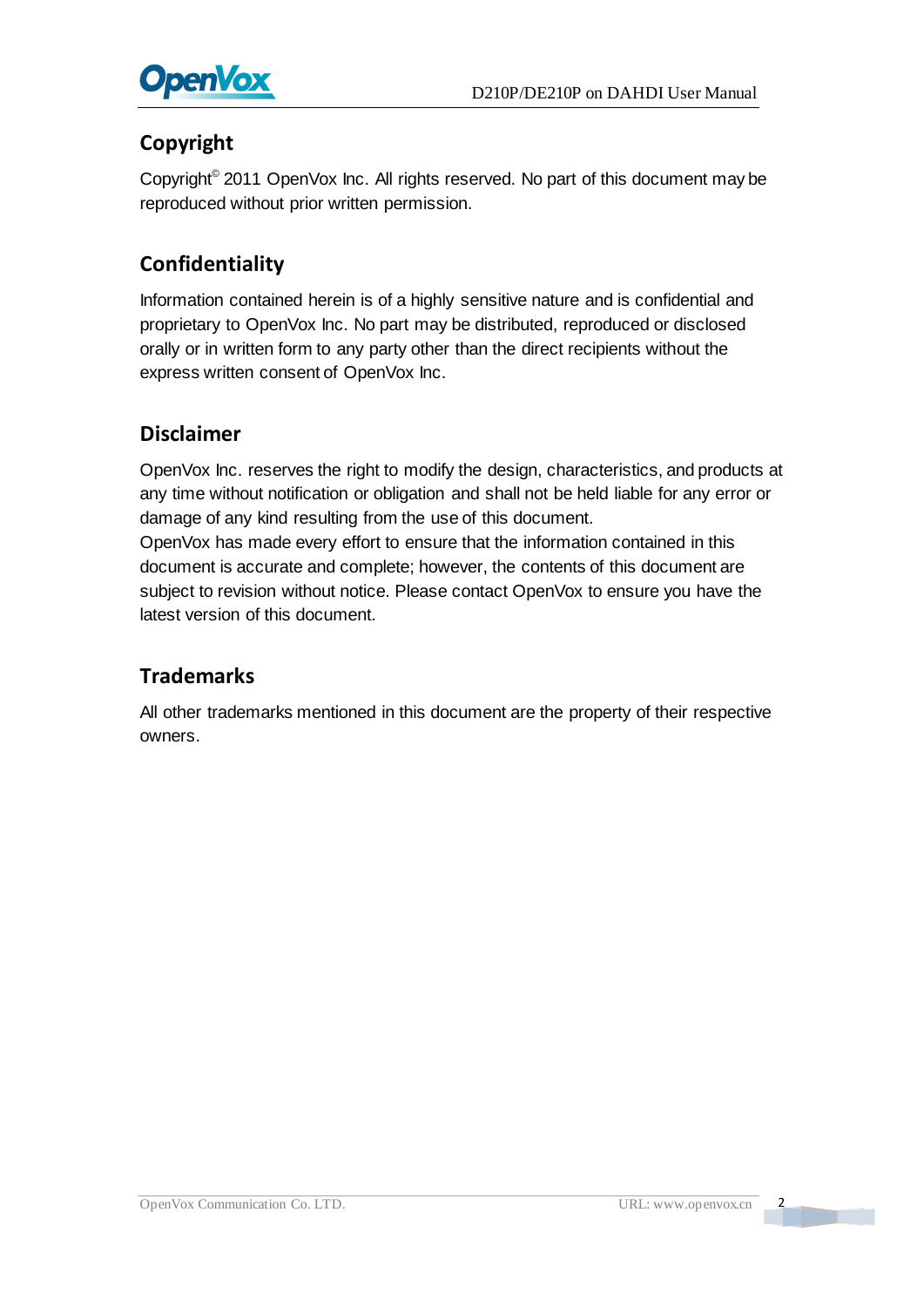## Copyright

Copyright© 2011 OpenVox Inc. All rights reserved. No part of this document may be reproduced without prior written permission.

## Confidentiality

Information contained herein is of a highly sensitive nature and is confidential and proprietary to OpenVox Inc. No part may be distributed, reproduced or disclosed orally or in written form to any party other than the direct recipients without the express written consent of OpenVox Inc.

## Disclaimer

OpenVox Inc. reserves the right to modify the design, characteristics, and products at any time without notification or obligation and shall not be held liable for any error or damage of any kind resulting from the use of this document.

OpenVox has made every effort to ensure that the information contained in this document is accurate and complete; however, the contents of this document are subject to revision without notice. Please contact OpenVox to ensure you have the latest version of this document.

## Trademarks

All other trademarks mentioned in this document are the property of their respective owners.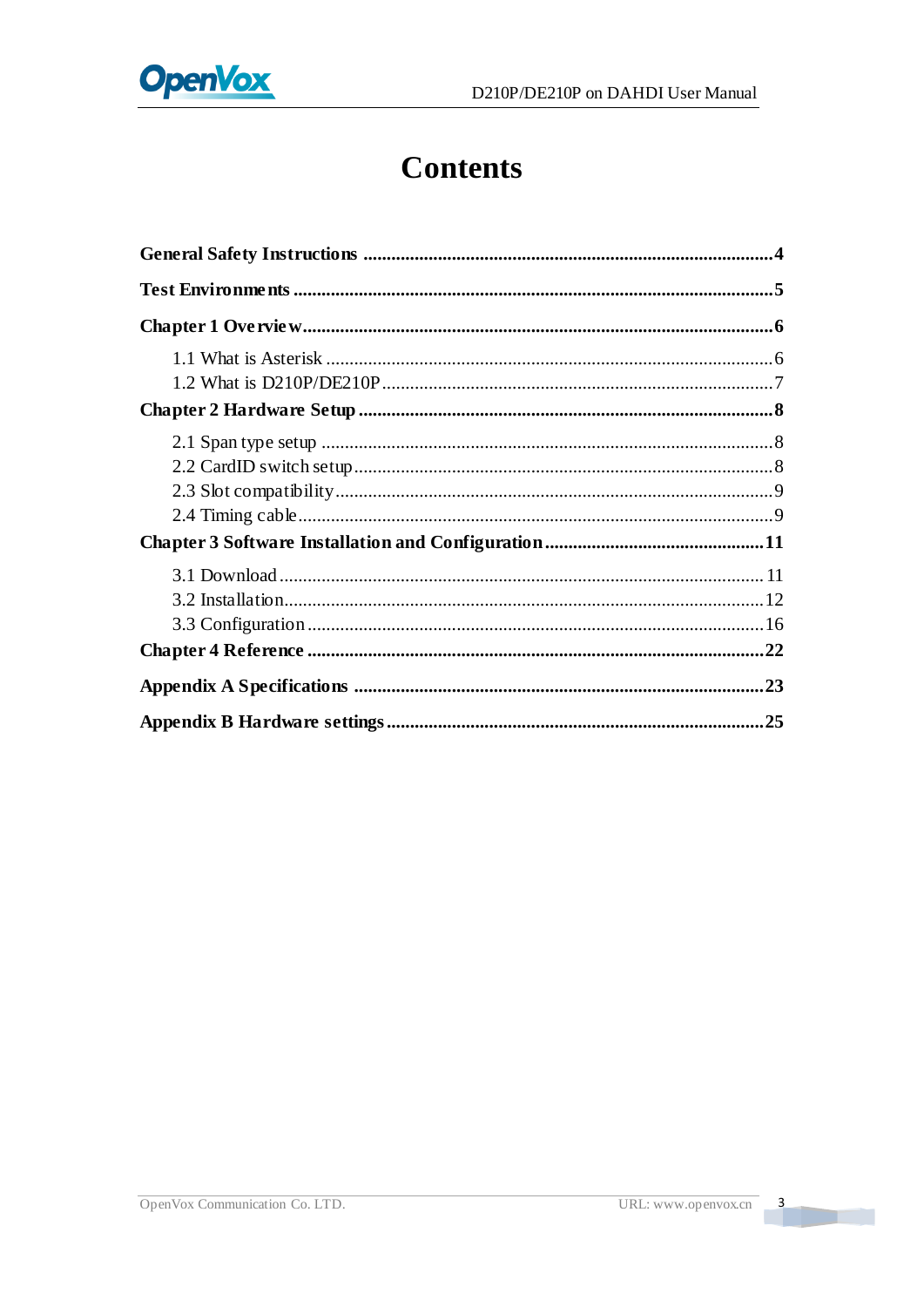# Contents

**General Safety Instructions .......................................................................................4**

**Test Environments .......................................................................................................5**

**Chapter 1 Overview.....................................................................................................6**

- 1.1 What is Asterisk ..................................................................................................6
- 1.2 What is D210P/DE210P......................................................................................7

**Chapter 2 Hardware Setup .........................................................................................8**

- 2.1 Span type setup ...................................................................................................8
- 2.2 CardID switch setup............................................................................................8
- 2.3 Slot compatibility................................................................................................9
- 2.4 Timing cable........................................................................................................9

**Chapter 3 Software Installation and Configuration ...............................................11**

- 3.1 Download ..........................................................................................................11
- 3.2 Installation.........................................................................................................12
- 3.3 Configuration ....................................................................................................16

**Chapter 4 Reference ..................................................................................................22**

**Appendix A Specifications ........................................................................................23**

**Appendix B Hardware settings.................................................................................25**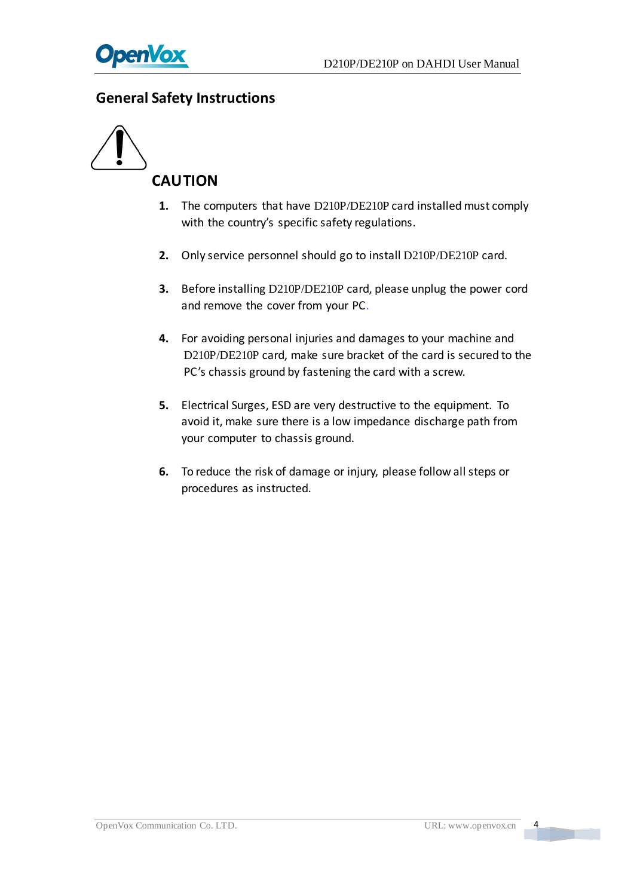## General Safety Instructions

### CAUTION

1. The computers that have D210P/DE210P card installed must comply with the country's specific safety regulations.

2. Only service personnel should go to install D210P/DE210P card.

3. Before installing D210P/DE210P card, please unplug the power cord and remove the cover from your PC.

4. For avoiding personal injuries and damages to your machine and D210P/DE210P card, make sure bracket of the card is secured to the PC's chassis ground by fastening the card with a screw.

5. Electrical Surges, ESD are very destructive to the equipment. To avoid it, make sure there is a low impedance discharge path from your computer to chassis ground.

6. To reduce the risk of damage or injury, please follow all steps or procedures as instructed.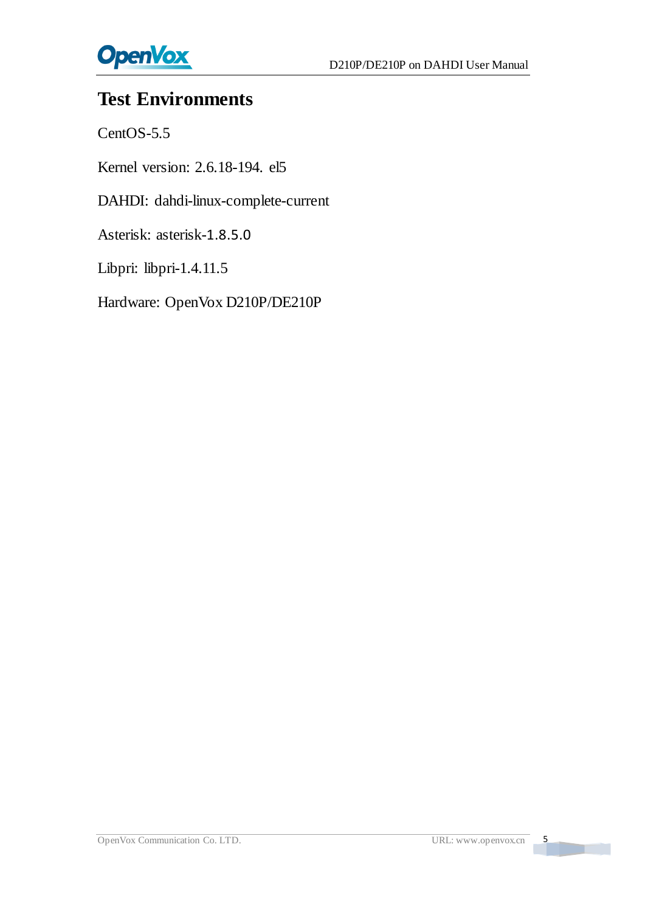# Test Environments

CentOS-5.5

Kernel version: 2.6.18-194. el5

DAHDI: dahdi-linux-complete-current

Asterisk: asterisk-1.8.5.0

Libpri: libpri-1.4.11.5

Hardware: OpenVox D210P/DE210P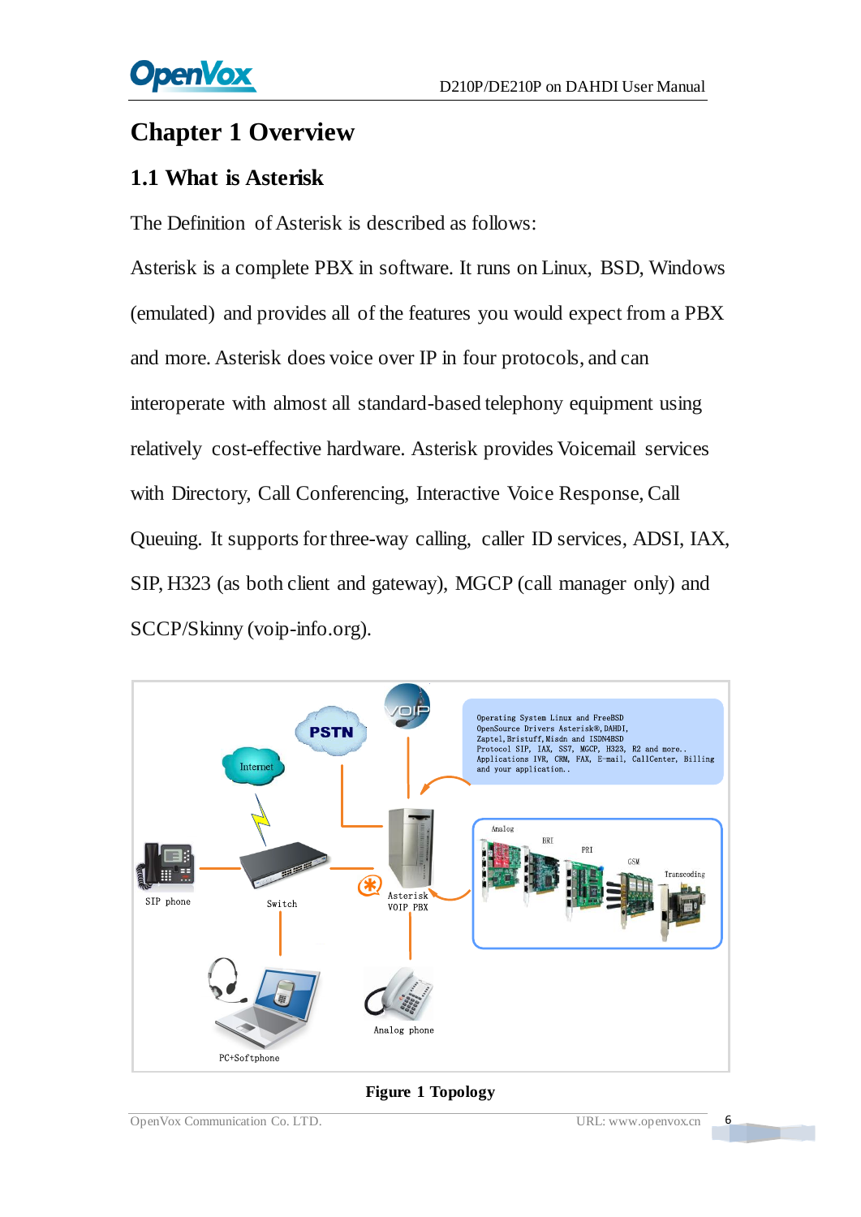# Chapter 1 Overview

## 1.1 What is Asterisk

The Definition of Asterisk is described as follows:

Asterisk is a complete PBX in software. It runs on Linux, BSD, Windows (emulated) and provides all of the features you would expect from a PBX and more. Asterisk does voice over IP in four protocols, and can interoperate with almost all standard-based telephony equipment using relatively cost-effective hardware. Asterisk provides Voicemail services with Directory, Call Conferencing, Interactive Voice Response, Call Queuing. It supports for three-way calling, caller ID services, ADSI, IAX, SIP, H323 (as both client and gateway), MGCP (call manager only) and SCCP/Skinny (voip-info.org).

**Figure 1 Topology**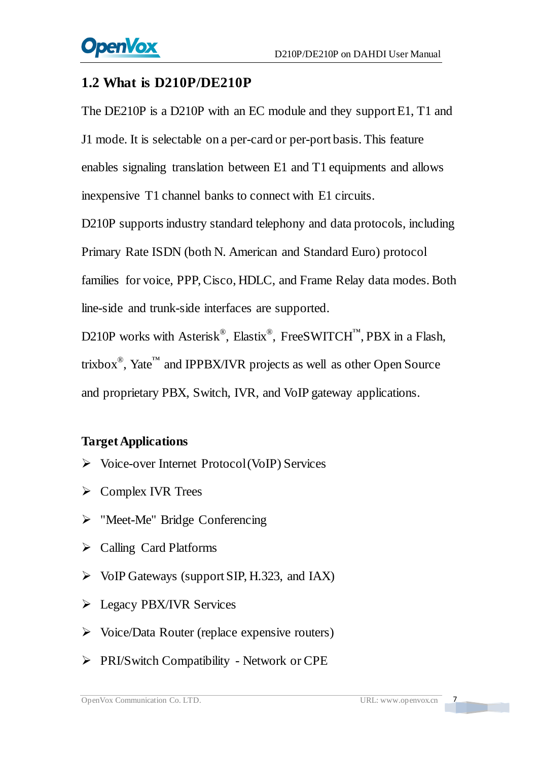## 1.2 What is D210P/DE210P

The DE210P is a D210P with an EC module and they support E1, T1 and J1 mode. It is selectable on a per-card or per-port basis. This feature enables signaling translation between E1 and T1 equipments and allows inexpensive T1 channel banks to connect with E1 circuits.

D210P supports industry standard telephony and data protocols, including Primary Rate ISDN (both N. American and Standard Euro) protocol families for voice, PPP, Cisco, HDLC, and Frame Relay data modes. Both line-side and trunk-side interfaces are supported.

D210P works with Asterisk®, Elastix®, FreeSWITCH™, PBX in a Flash, trixbox®, Yate™ and IPPBX/IVR projects as well as other Open Source and proprietary PBX, Switch, IVR, and VoIP gateway applications.

**Target Applications**

- Voice-over Internet Protocol (VoIP) Services
- Complex IVR Trees
- "Meet-Me" Bridge Conferencing
- Calling Card Platforms
- VoIP Gateways (support SIP, H.323, and IAX)
- Legacy PBX/IVR Services
- Voice/Data Router (replace expensive routers)
- PRI/Switch Compatibility - Network or CPE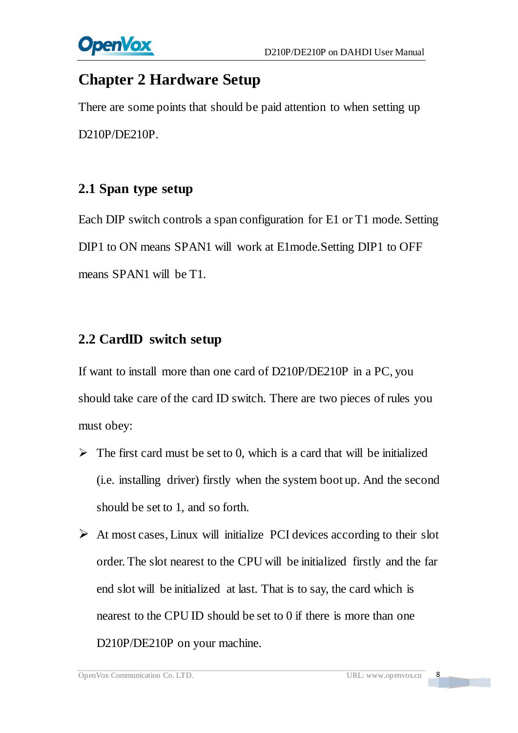# Chapter 2 Hardware Setup

There are some points that should be paid attention to when setting up D210P/DE210P.

## 2.1 Span type setup

Each DIP switch controls a span configuration for E1 or T1 mode. Setting DIP1 to ON means SPAN1 will work at E1mode.Setting DIP1 to OFF means SPAN1 will be T1.

## 2.2 CardID switch setup

If want to install more than one card of D210P/DE210P in a PC, you should take care of the card ID switch. There are two pieces of rules you must obey:

- The first card must be set to 0, which is a card that will be initialized (i.e. installing driver) firstly when the system boot up. And the second should be set to 1, and so forth.
- At most cases, Linux will initialize PCI devices according to their slot order. The slot nearest to the CPU will be initialized firstly and the far end slot will be initialized at last. That is to say, the card which is nearest to the CPU ID should be set to 0 if there is more than one D210P/DE210P on your machine.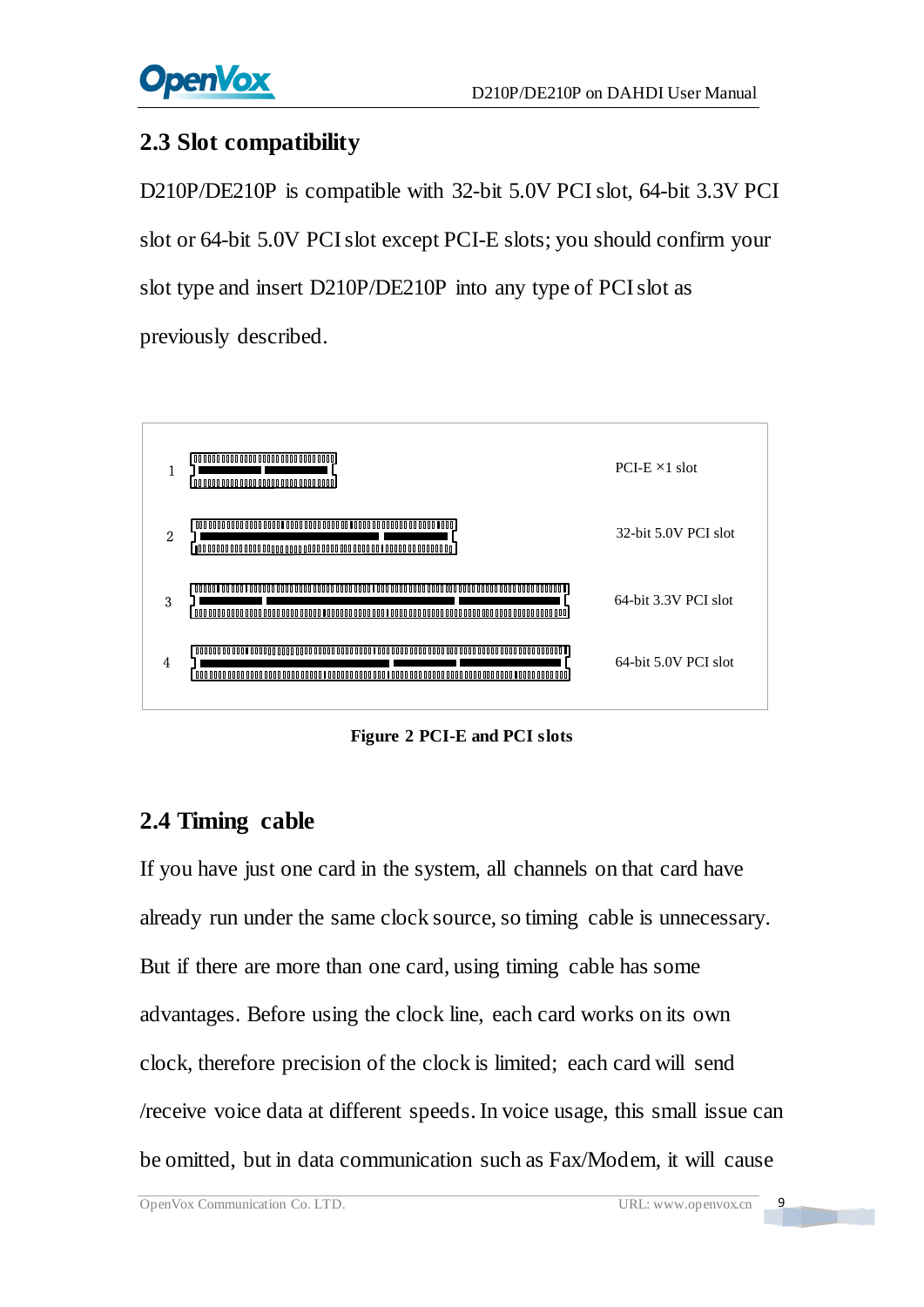## 2.3 Slot compatibility

D210P/DE210P is compatible with 32-bit 5.0V PCI slot, 64-bit 3.3V PCI slot or 64-bit 5.0V PCI slot except PCI-E slots; you should confirm your slot type and insert D210P/DE210P into any type of PCI slot as previously described.

| | | |
|---|---|---|
| 1 | | PCI-E ×1 slot |
| 2 | | 32-bit 5.0V PCI slot |
| 3 | | 64-bit 3.3V PCI slot |
| 4 | | 64-bit 5.0V PCI slot |

**Figure 2 PCI-E and PCI slots**

## 2.4 Timing cable

If you have just one card in the system, all channels on that card have already run under the same clock source, so timing cable is unnecessary. But if there are more than one card, using timing cable has some advantages. Before using the clock line, each card works on its own clock, therefore precision of the clock is limited; each card will send /receive voice data at different speeds. In voice usage, this small issue can be omitted, but in data communication such as Fax/Modem, it will cause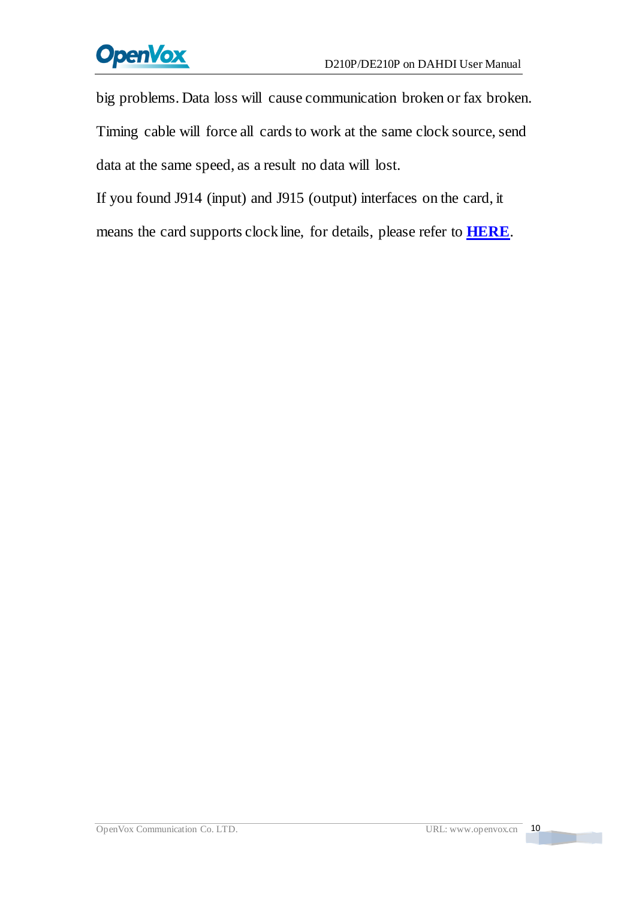big problems. Data loss will cause communication broken or fax broken. Timing cable will force all cards to work at the same clock source, send data at the same speed, as a result no data will lost.

If you found J914 (input) and J915 (output) interfaces on the card, it means the card supports clock line, for details, please refer to **HERE**.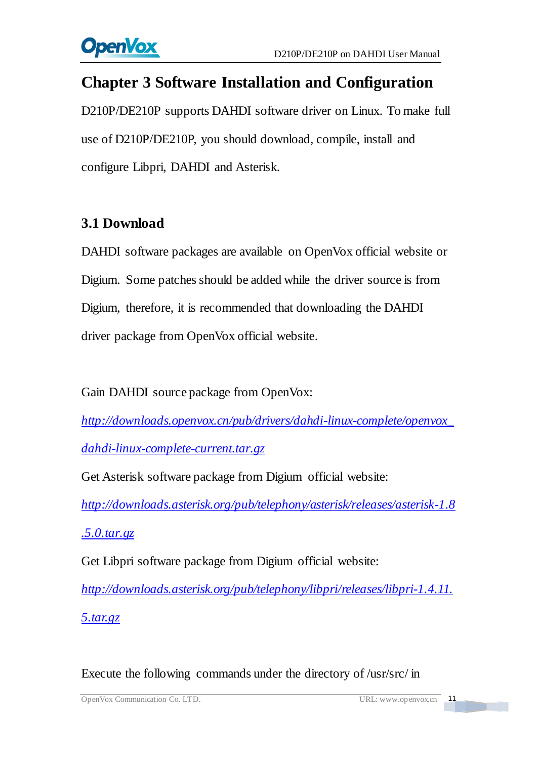# Chapter 3 Software Installation and Configuration

D210P/DE210P supports DAHDI software driver on Linux. To make full use of D210P/DE210P, you should download, compile, install and configure Libpri, DAHDI and Asterisk.

## 3.1 Download

DAHDI software packages are available on OpenVox official website or Digium. Some patches should be added while the driver source is from Digium, therefore, it is recommended that downloading the DAHDI driver package from OpenVox official website.

Gain DAHDI source package from OpenVox:

*http://downloads.openvox.cn/pub/drivers/dahdi-linux-complete/openvox_dahdi-linux-complete-current.tar.gz*

Get Asterisk software package from Digium official website:

*http://downloads.asterisk.org/pub/telephony/asterisk/releases/asterisk-1.8.5.0.tar.gz*

Get Libpri software package from Digium official website:

*http://downloads.asterisk.org/pub/telephony/libpri/releases/libpri-1.4.11.5.tar.gz*

Execute the following commands under the directory of /usr/src/ in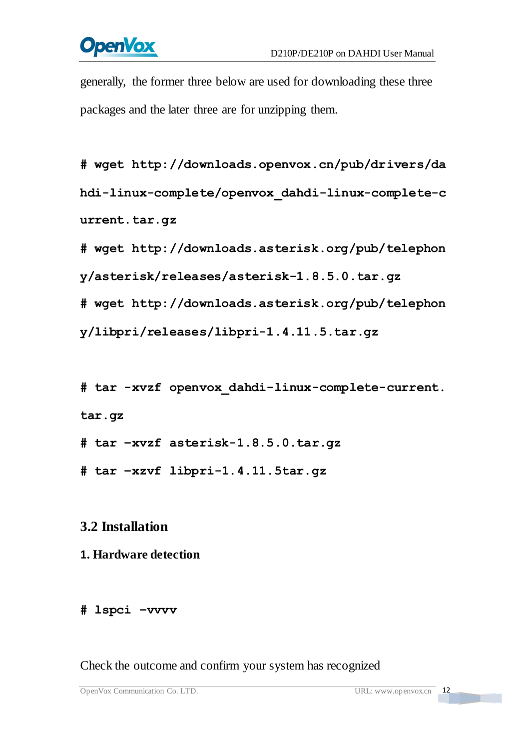generally, the former three below are used for downloading these three packages and the later three are for unzipping them.

```
# wget http://downloads.openvox.cn/pub/drivers/dahdi-linux-complete/openvox_dahdi-linux-complete-current.tar.gz
# wget http://downloads.asterisk.org/pub/telephony/asterisk/releases/asterisk-1.8.5.0.tar.gz
# wget http://downloads.asterisk.org/pub/telephony/libpri/releases/libpri-1.4.11.5.tar.gz
```

```
# tar -xvzf openvox_dahdi-linux-complete-current.tar.gz
# tar –xvzf asterisk-1.8.5.0.tar.gz
# tar –xzvf libpri-1.4.11.5tar.gz
```

## 3.2 Installation

**1. Hardware detection**

```
# lspci –vvvv
```

Check the outcome and confirm your system has recognized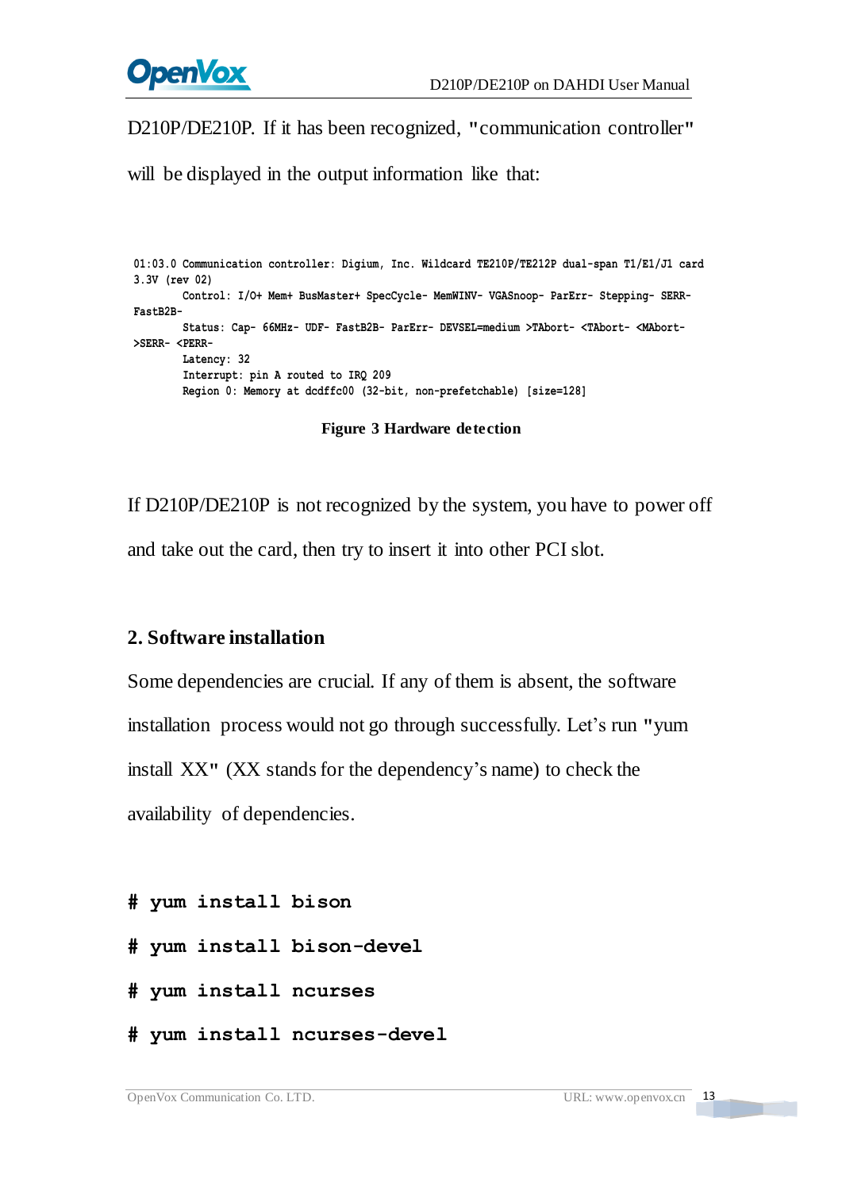D210P/DE210P. If it has been recognized, "communication controller" will be displayed in the output information like that:

```
01:03.0 Communication controller: Digium, Inc. Wildcard TE210P/TE212P dual-span T1/E1/J1 card
3.3V (rev 02)
        Control: I/O+ Mem+ BusMaster+ SpecCycle- MemWINV- VGASnoop- ParErr- Stepping- SERR-
FastB2B-
        Status: Cap- 66MHz- UDF- FastB2B- ParErr- DEVSEL=medium >TAbort- <TAbort- <MAbort-
>SERR- <PERR-
        Latency: 32
        Interrupt: pin A routed to IRQ 209
        Region 0: Memory at dcdffc00 (32-bit, non-prefetchable) [size=128]
```

**Figure 3 Hardware detection**

If D210P/DE210P is not recognized by the system, you have to power off and take out the card, then try to insert it into other PCI slot.

## 2. Software installation

Some dependencies are crucial. If any of them is absent, the software installation process would not go through successfully. Let's run "yum install XX" (XX stands for the dependency's name) to check the availability of dependencies.

```
# yum install bison
# yum install bison-devel
# yum install ncurses
# yum install ncurses-devel
```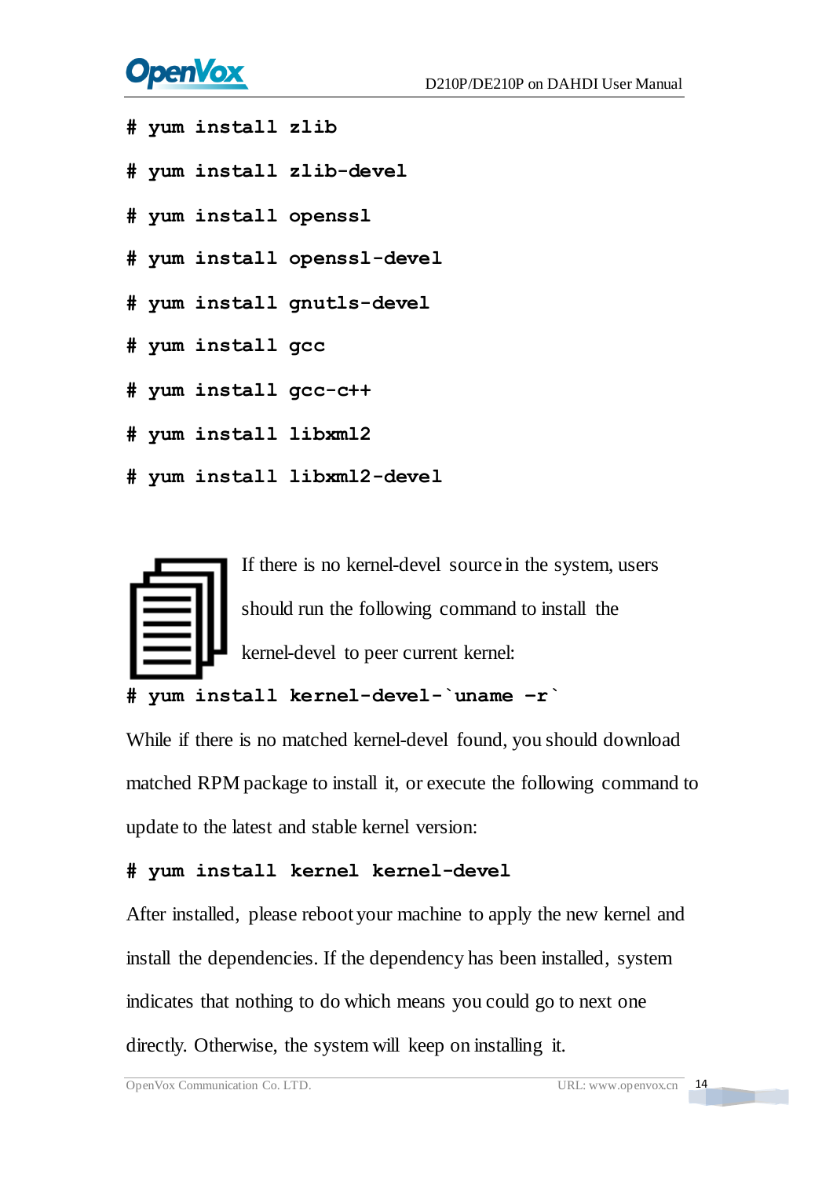```
# yum install zlib
# yum install zlib-devel
# yum install openssl
# yum install openssl-devel
# yum install gnutls-devel
# yum install gcc
# yum install gcc-c++
# yum install libxml2
# yum install libxml2-devel
```

If there is no kernel-devel source in the system, users should run the following command to install the kernel-devel to peer current kernel:

```
# yum install kernel-devel-`uname -r`
```

While if there is no matched kernel-devel found, you should download matched RPM package to install it, or execute the following command to update to the latest and stable kernel version:

```
# yum install kernel kernel-devel
```

After installed, please reboot your machine to apply the new kernel and install the dependencies. If the dependency has been installed, system indicates that nothing to do which means you could go to next one directly. Otherwise, the system will keep on installing it.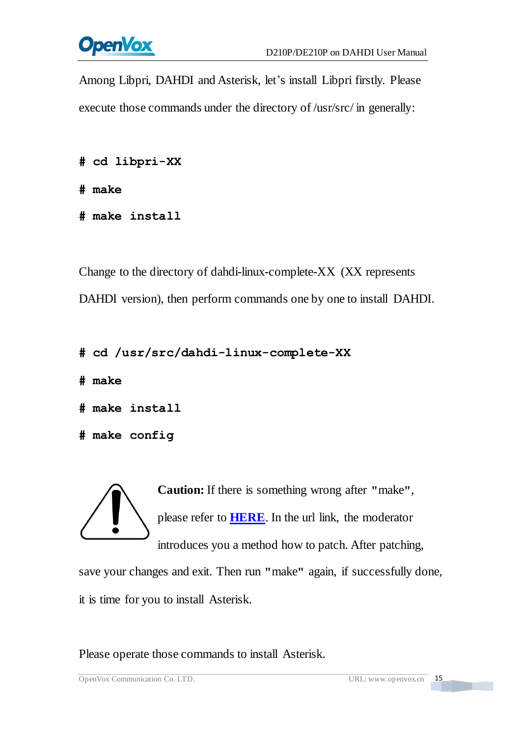Among Libpri, DAHDI and Asterisk, let's install Libpri firstly. Please execute those commands under the directory of /usr/src/ in generally:

```
# cd libpri-XX
# make
# make install
```

Change to the directory of dahdi-linux-complete-XX (XX represents DAHDI version), then perform commands one by one to install DAHDI.

```
# cd /usr/src/dahdi-linux-complete-XX
# make
# make install
# make config
```

**Caution:** If there is something wrong after "make", please refer to **HERE**. In the url link, the moderator introduces you a method how to patch. After patching, save your changes and exit. Then run "make" again, if successfully done, it is time for you to install Asterisk.

Please operate those commands to install Asterisk.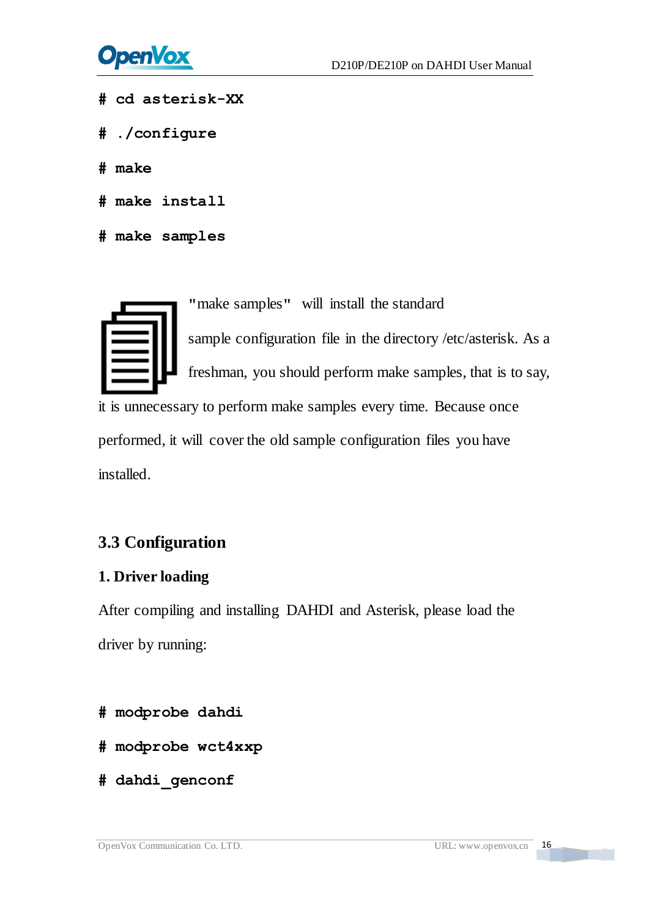```
# cd asterisk-XX
# ./configure
# make
# make install
# make samples
```

"make samples" will install the standard sample configuration file in the directory /etc/asterisk. As a freshman, you should perform make samples, that is to say, it is unnecessary to perform make samples every time. Because once performed, it will cover the old sample configuration files you have installed.

## 3.3 Configuration

### 1. Driver loading

After compiling and installing DAHDI and Asterisk, please load the driver by running:

```
# modprobe dahdi
# modprobe wct4xxp
# dahdi_genconf
```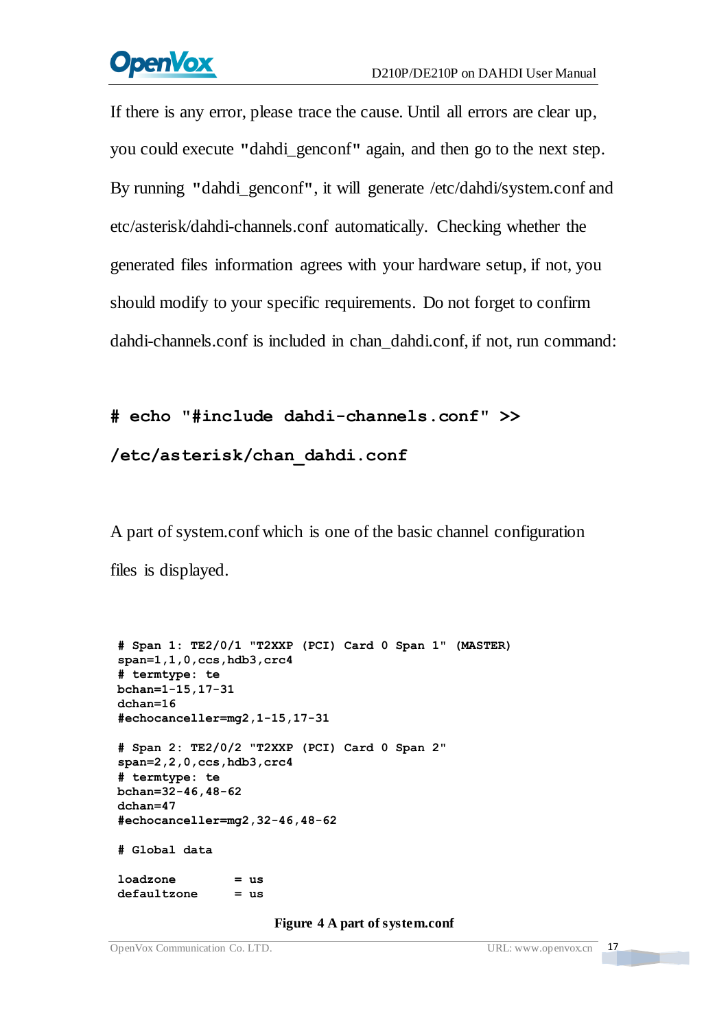If there is any error, please trace the cause. Until all errors are clear up, you could execute **"**dahdi_genconf**"** again, and then go to the next step. By running **"**dahdi_genconf**"**, it will generate /etc/dahdi/system.conf and etc/asterisk/dahdi-channels.conf automatically. Checking whether the generated files information agrees with your hardware setup, if not, you should modify to your specific requirements. Do not forget to confirm dahdi-channels.conf is included in chan_dahdi.conf, if not, run command:

```
# echo "#include dahdi-channels.conf" >>
/etc/asterisk/chan_dahdi.conf
```

A part of system.conf which is one of the basic channel configuration files is displayed.

```
# Span 1: TE2/0/1 "T2XXP (PCI) Card 0 Span 1" (MASTER)
span=1,1,0,ccs,hdb3,crc4
# termtype: te
bchan=1-15,17-31
dchan=16
#echocanceller=mg2,1-15,17-31

# Span 2: TE2/0/2 "T2XXP (PCI) Card 0 Span 2"
span=2,2,0,ccs,hdb3,crc4
# termtype: te
bchan=32-46,48-62
dchan=47
#echocanceller=mg2,32-46,48-62

# Global data

loadzone        = us
defaultzone     = us
```

**Figure 4 A part of system.conf**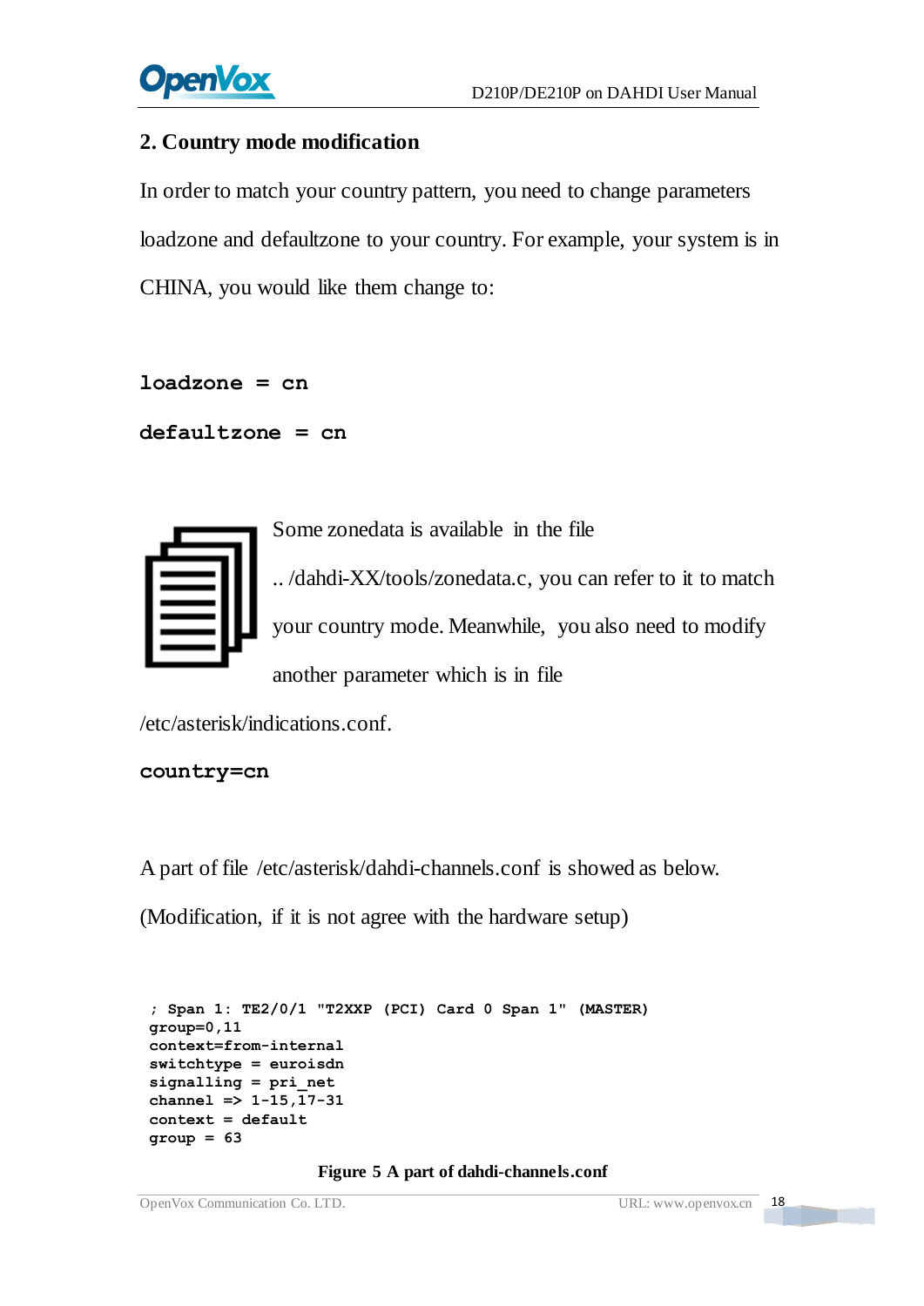## 2. Country mode modification

In order to match your country pattern, you need to change parameters loadzone and defaultzone to your country. For example, your system is in CHINA, you would like them change to:

```
loadzone = cn
defaultzone = cn
```

Some zonedata is available in the file .. /dahdi-XX/tools/zonedata.c, you can refer to it to match your country mode. Meanwhile, you also need to modify another parameter which is in file /etc/asterisk/indications.conf.

```
country=cn
```

A part of file /etc/asterisk/dahdi-channels.conf is showed as below. (Modification, if it is not agree with the hardware setup)

```
; Span 1: TE2/0/1 "T2XXP (PCI) Card 0 Span 1" (MASTER)
group=0,11
context=from-internal
switchtype = euroisdn
signalling = pri_net
channel => 1-15,17-31
context = default
group = 63
```

**Figure 5 A part of dahdi-channels.conf**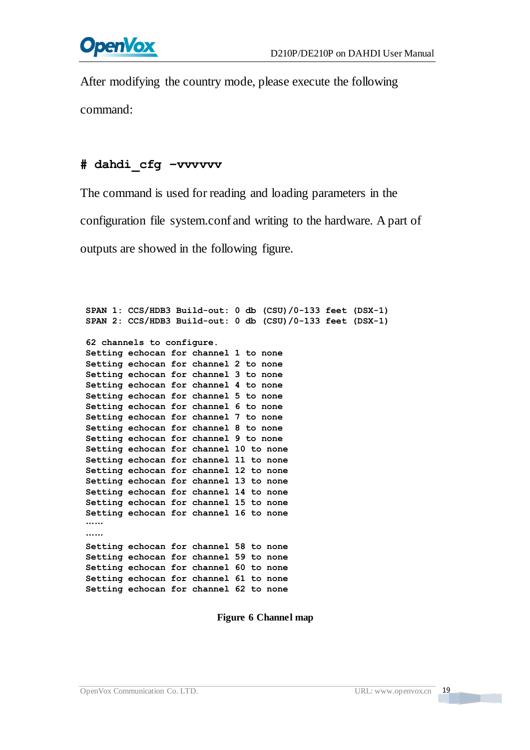After modifying the country mode, please execute the following command:

```
# dahdi_cfg –vvvvvv
```

The command is used for reading and loading parameters in the configuration file system.conf and writing to the hardware. A part of outputs are showed in the following figure.

```
SPAN 1: CCS/HDB3 Build-out: 0 db (CSU)/0-133 feet (DSX-1)
SPAN 2: CCS/HDB3 Build-out: 0 db (CSU)/0-133 feet (DSX-1)

62 channels to configure.
Setting echocan for channel 1 to none
Setting echocan for channel 2 to none
Setting echocan for channel 3 to none
Setting echocan for channel 4 to none
Setting echocan for channel 5 to none
Setting echocan for channel 6 to none
Setting echocan for channel 7 to none
Setting echocan for channel 8 to none
Setting echocan for channel 9 to none
Setting echocan for channel 10 to none
Setting echocan for channel 11 to none
Setting echocan for channel 12 to none
Setting echocan for channel 13 to none
Setting echocan for channel 14 to none
Setting echocan for channel 15 to none
Setting echocan for channel 16 to none
……
……
Setting echocan for channel 58 to none
Setting echocan for channel 59 to none
Setting echocan for channel 60 to none
Setting echocan for channel 61 to none
Setting echocan for channel 62 to none
```

**Figure 6 Channel map**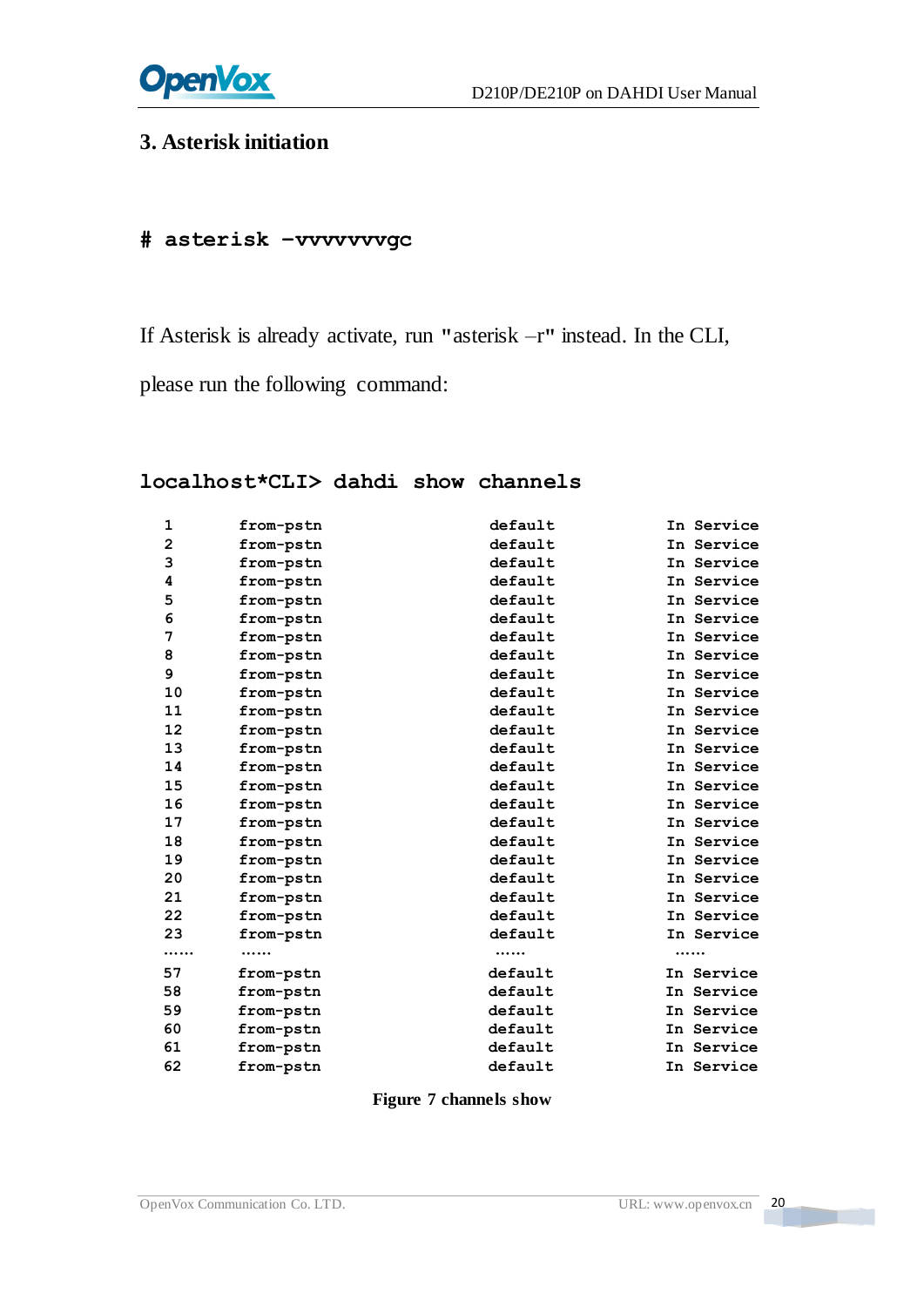## 3. Asterisk initiation

```
# asterisk –vvvvvvvgc
```

If Asterisk is already activate, run "asterisk –r" instead. In the CLI, please run the following command:

```
localhost*CLI> dahdi show channels
```

```
1       from-pstn       default     In Service
2       from-pstn       default     In Service
3       from-pstn       default     In Service
4       from-pstn       default     In Service
5       from-pstn       default     In Service
6       from-pstn       default     In Service
7       from-pstn       default     In Service
8       from-pstn       default     In Service
9       from-pstn       default     In Service
10      from-pstn       default     In Service
11      from-pstn       default     In Service
12      from-pstn       default     In Service
13      from-pstn       default     In Service
14      from-pstn       default     In Service
15      from-pstn       default     In Service
16      from-pstn       default     In Service
17      from-pstn       default     In Service
18      from-pstn       default     In Service
19      from-pstn       default     In Service
20      from-pstn       default     In Service
21      from-pstn       default     In Service
22      from-pstn       default     In Service
23      from-pstn       default     In Service
……      ……              ……          ……
57      from-pstn       default     In Service
58      from-pstn       default     In Service
59      from-pstn       default     In Service
60      from-pstn       default     In Service
61      from-pstn       default     In Service
62      from-pstn       default     In Service
```

**Figure 7 channels show**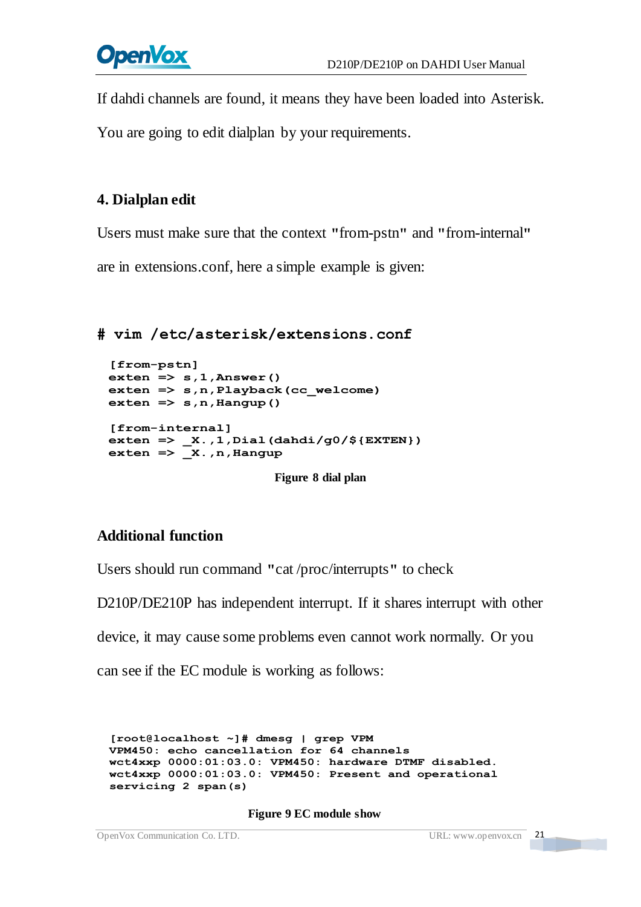If dahdi channels are found, it means they have been loaded into Asterisk. You are going to edit dialplan by your requirements.

## 4. Dialplan edit

Users must make sure that the context "from-pstn" and "from-internal" are in extensions.conf, here a simple example is given:

**# vim /etc/asterisk/extensions.conf**

```
[from-pstn]
exten => s,1,Answer()
exten => s,n,Playback(cc_welcome)
exten => s,n,Hangup()

[from-internal]
exten => _X.,1,Dial(dahdi/g0/${EXTEN})
exten => _X.,n,Hangup
```

**Figure 8 dial plan**

## Additional function

Users should run command "cat /proc/interrupts" to check D210P/DE210P has independent interrupt. If it shares interrupt with other device, it may cause some problems even cannot work normally. Or you can see if the EC module is working as follows:

```
[root@localhost ~]# dmesg | grep VPM
VPM450: echo cancellation for 64 channels
wct4xxp 0000:01:03.0: VPM450: hardware DTMF disabled.
wct4xxp 0000:01:03.0: VPM450: Present and operational
servicing 2 span(s)
```

**Figure 9 EC module show**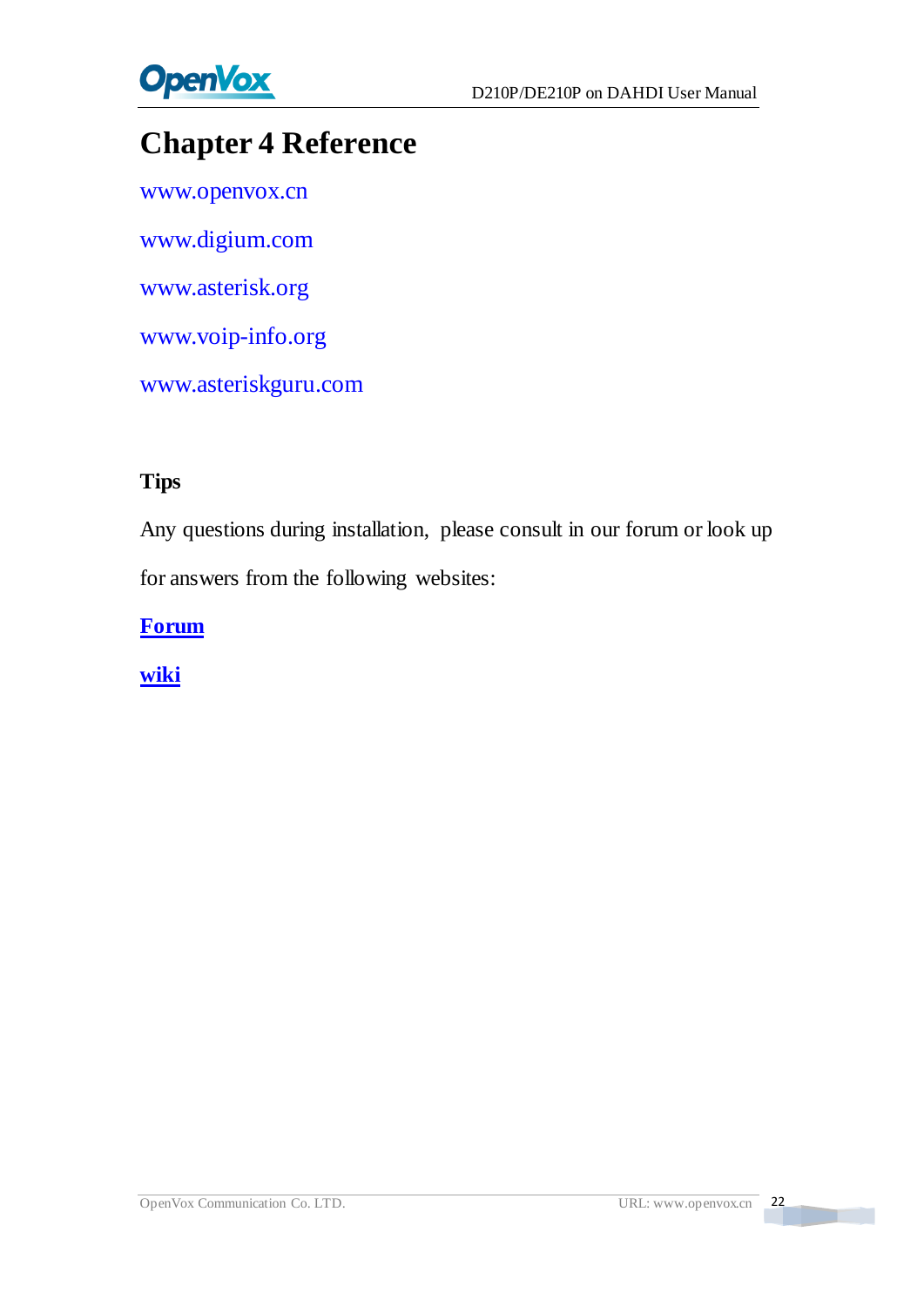# Chapter 4 Reference

www.openvox.cn

www.digium.com

www.asterisk.org

www.voip-info.org

www.asteriskguru.com

**Tips**

Any questions during installation, please consult in our forum or look up for answers from the following websites:

**Forum**

**wiki**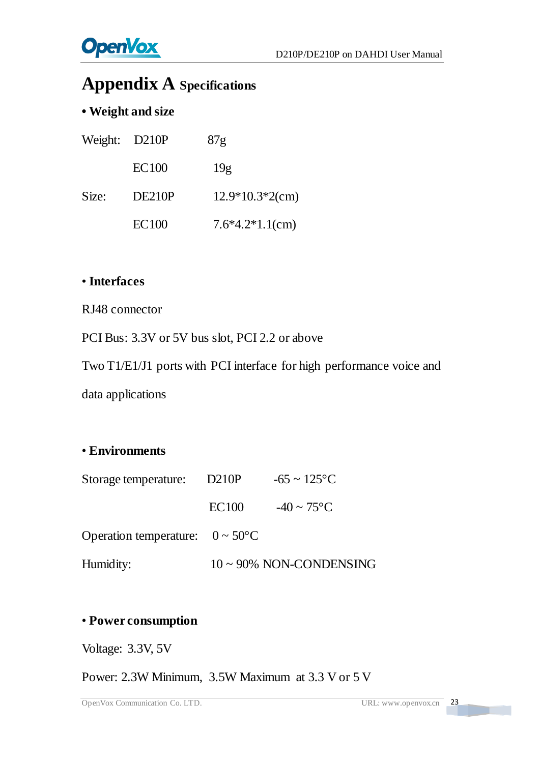# Appendix A Specifications

**• Weight and size**

| | | |
|---|---|---|
| Weight: | D210P | 87g |
| | EC100 | 19g |
| Size: | DE210P | 12.9*10.3*2(cm) |
| | EC100 | 7.6*4.2*1.1(cm) |

**• Interfaces**

RJ48 connector

PCI Bus: 3.3V or 5V bus slot, PCI 2.2 or above

Two T1/E1/J1 ports with PCI interface for high performance voice and data applications

**• Environments**

| | | |
|---|---|---|
| Storage temperature: | D210P | -65 ~ 125°C |
| | EC100 | -40 ~ 75°C |
| Operation temperature: | 0 ~ 50°C | |
| Humidity: | 10 ~ 90% NON-CONDENSING | |

**• Power consumption**

Voltage: 3.3V, 5V

Power: 2.3W Minimum, 3.5W Maximum at 3.3 V or 5 V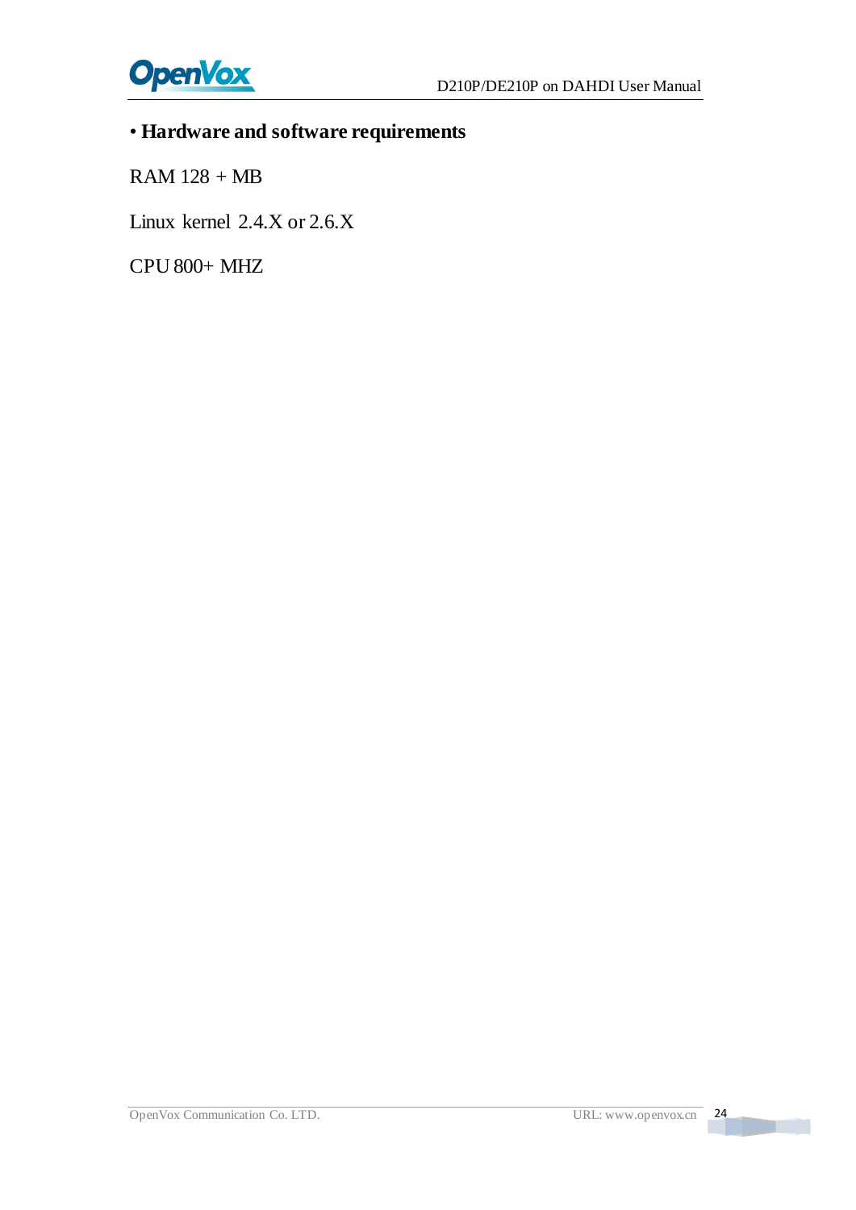• **Hardware and software requirements**

RAM 128 + MB

Linux kernel 2.4.X or 2.6.X

CPU 800+ MHZ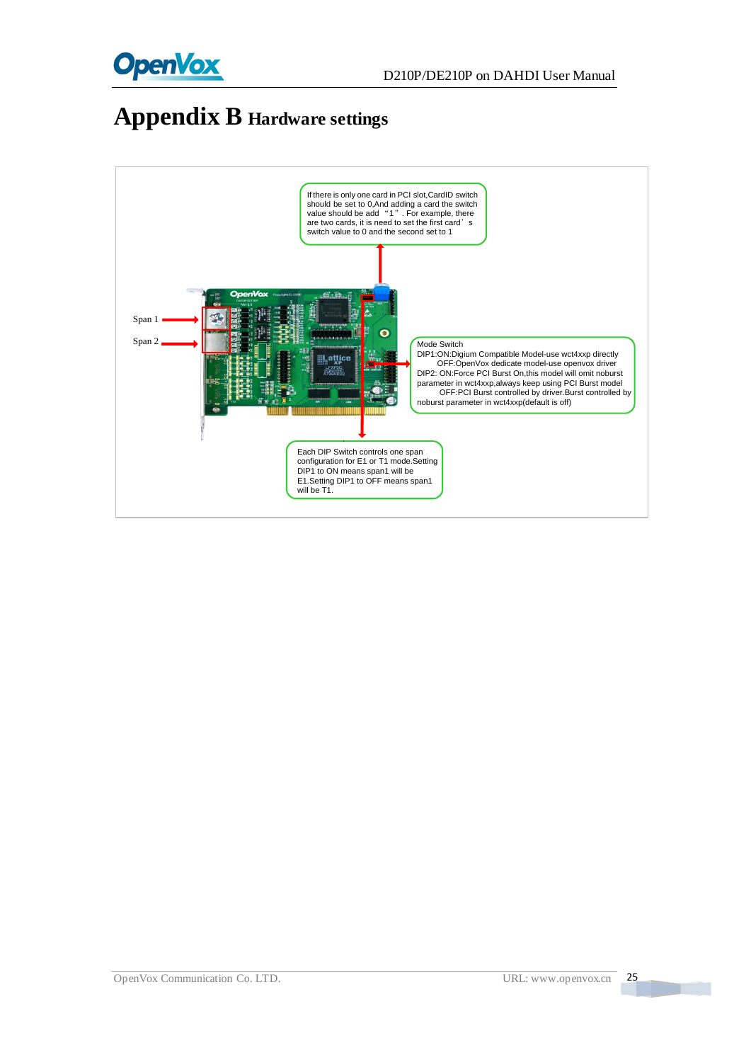# Appendix B Hardware settings

If there is only one card in PCI slot,CardID switch should be set to 0,And adding a card the switch value should be add "1". For example, there are two cards, it is need to set the first card's switch value to 0 and the second set to 1

Span 1

Span 2

Mode Switch
DIP1:ON:Digium Compatible Model-use wct4xxp directly
OFF:OpenVox dedicate model-use openvox driver
DIP2: ON:Force PCI Burst On,this model will omit noburst parameter in wct4xxp,always keep using PCI Burst model
OFF:PCI Burst controlled by driver.Burst controlled by noburst parameter in wct4xxp(default is off)

Each DIP Switch controls one span configuration for E1 or T1 mode.Setting DIP1 to ON means span1 will be E1.Setting DIP1 to OFF means span1 will be T1.